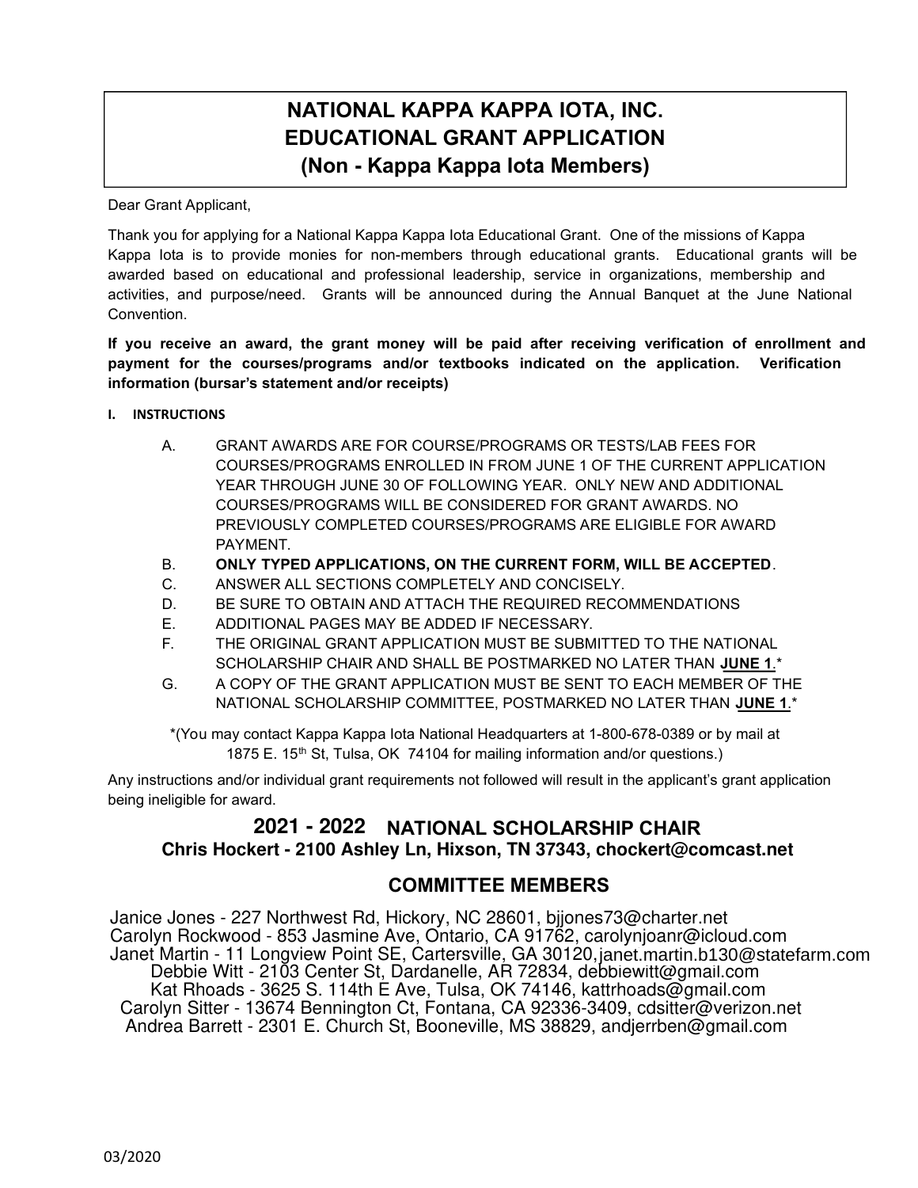# NATIONAL KAPPA KAPPA IOTA, INC.
# EDUCATIONAL GRANT APPLICATION
## (Non - Kappa Kappa Iota Members)

Dear Grant Applicant,

Thank you for applying for a National Kappa Kappa Iota Educational Grant. One of the missions of Kappa Kappa Iota is to provide monies for non-members through educational grants. Educational grants will be awarded based on educational and professional leadership, service in organizations, membership and activities, and purpose/need. Grants will be announced during the Annual Banquet at the June National Convention.

**If you receive an award, the grant money will be paid after receiving verification of enrollment and payment for the courses/programs and/or textbooks indicated on the application. Verification information (bursar's statement and/or receipts)**

**I. INSTRUCTIONS**

A. GRANT AWARDS ARE FOR COURSE/PROGRAMS OR TESTS/LAB FEES FOR COURSES/PROGRAMS ENROLLED IN FROM JUNE 1 OF THE CURRENT APPLICATION YEAR THROUGH JUNE 30 OF FOLLOWING YEAR. ONLY NEW AND ADDITIONAL COURSES/PROGRAMS WILL BE CONSIDERED FOR GRANT AWARDS. NO PREVIOUSLY COMPLETED COURSES/PROGRAMS ARE ELIGIBLE FOR AWARD PAYMENT.

B. **ONLY TYPED APPLICATIONS, ON THE CURRENT FORM, WILL BE ACCEPTED**.

C. ANSWER ALL SECTIONS COMPLETELY AND CONCISELY.

D. BE SURE TO OBTAIN AND ATTACH THE REQUIRED RECOMMENDATIONS

E. ADDITIONAL PAGES MAY BE ADDED IF NECESSARY.

F. THE ORIGINAL GRANT APPLICATION MUST BE SUBMITTED TO THE NATIONAL SCHOLARSHIP CHAIR AND SHALL BE POSTMARKED NO LATER THAN **JUNE 1**.*

G. A COPY OF THE GRANT APPLICATION MUST BE SENT TO EACH MEMBER OF THE NATIONAL SCHOLARSHIP COMMITTEE, POSTMARKED NO LATER THAN **JUNE 1**.*

*(You may contact Kappa Kappa Iota National Headquarters at 1-800-678-0389 or by mail at 1875 E. 15th St, Tulsa, OK 74104 for mailing information and/or questions.)

Any instructions and/or individual grant requirements not followed will result in the applicant's grant application being ineligible for award.

## 2021 - 2022 NATIONAL SCHOLARSHIP CHAIR

**Chris Hockert - 2100 Ashley Ln, Hixson, TN 37343, chockert@comcast.net**

## COMMITTEE MEMBERS

Janice Jones - 227 Northwest Rd, Hickory, NC 28601, bjjones73@charter.net
Carolyn Rockwood - 853 Jasmine Ave, Ontario, CA 91762, carolynjoanr@icloud.com
Janet Martin - 11 Longview Point SE, Cartersville, GA 30120, janet.martin.b130@statefarm.com
Debbie Witt - 2103 Center St, Dardanelle, AR 72834, debbiewitt@gmail.com
Kat Rhoads - 3625 S. 114th E Ave, Tulsa, OK 74146, kattrhoads@gmail.com
Carolyn Sitter - 13674 Bennington Ct, Fontana, CA 92336-3409, cdsitter@verizon.net
Andrea Barrett - 2301 E. Church St, Booneville, MS 38829, andjerrben@gmail.com

03/2020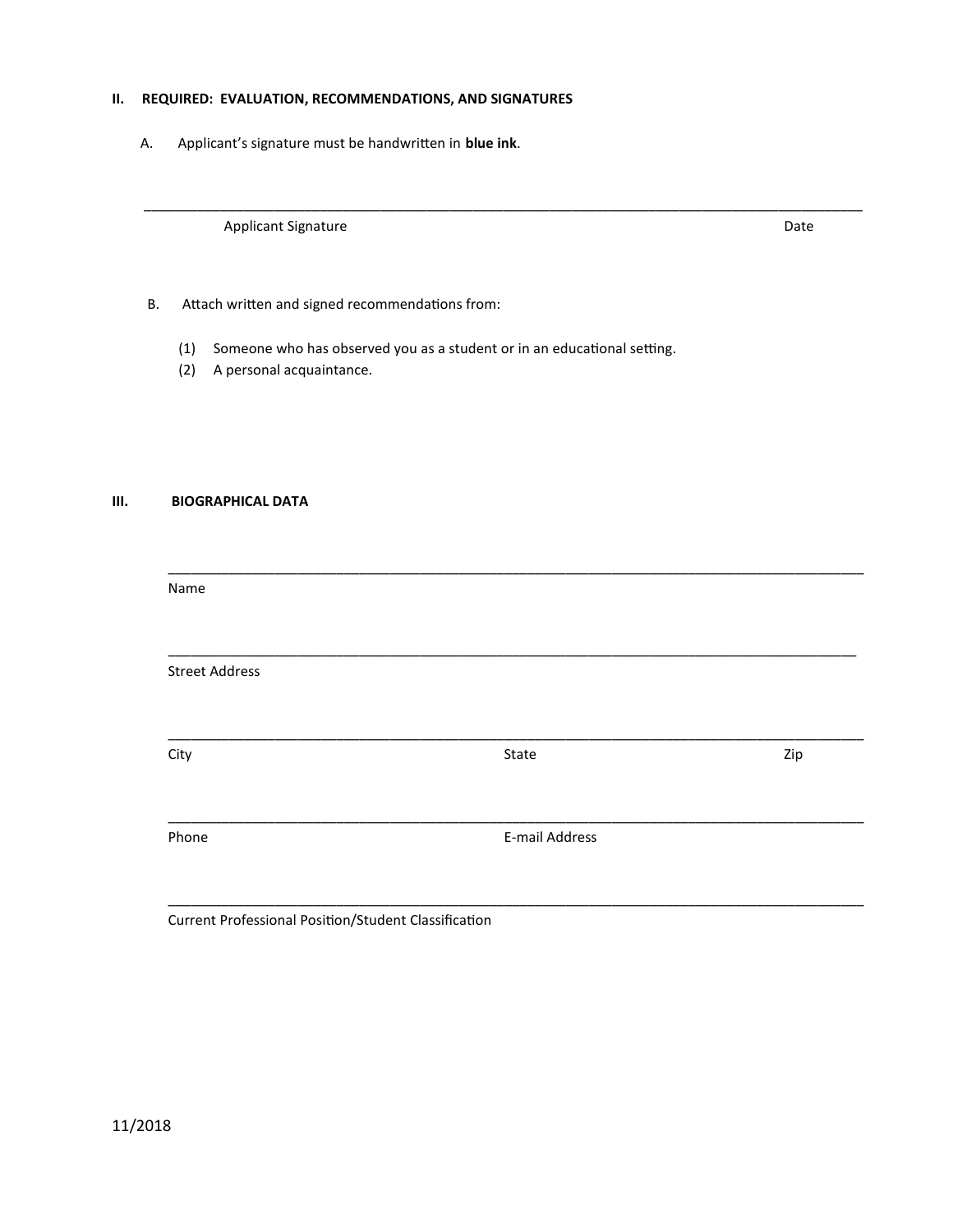## II. REQUIRED: EVALUATION, RECOMMENDATIONS, AND SIGNATURES

A. Applicant's signature must be handwritten in **blue ink**.

_______________________________________________________________________________

Applicant Signature — Date

B. Attach written and signed recommendations from:

(1) Someone who has observed you as a student or in an educational setting.
(2) A personal acquaintance.

## III. BIOGRAPHICAL DATA

_______________________________________________________________________________

Name

_______________________________________________________________________________

Street Address

_______________________________________________________________________________

City — State — Zip

_______________________________________________________________________________

Phone — E-mail Address

_______________________________________________________________________________

Current Professional Position/Student Classification

11/2018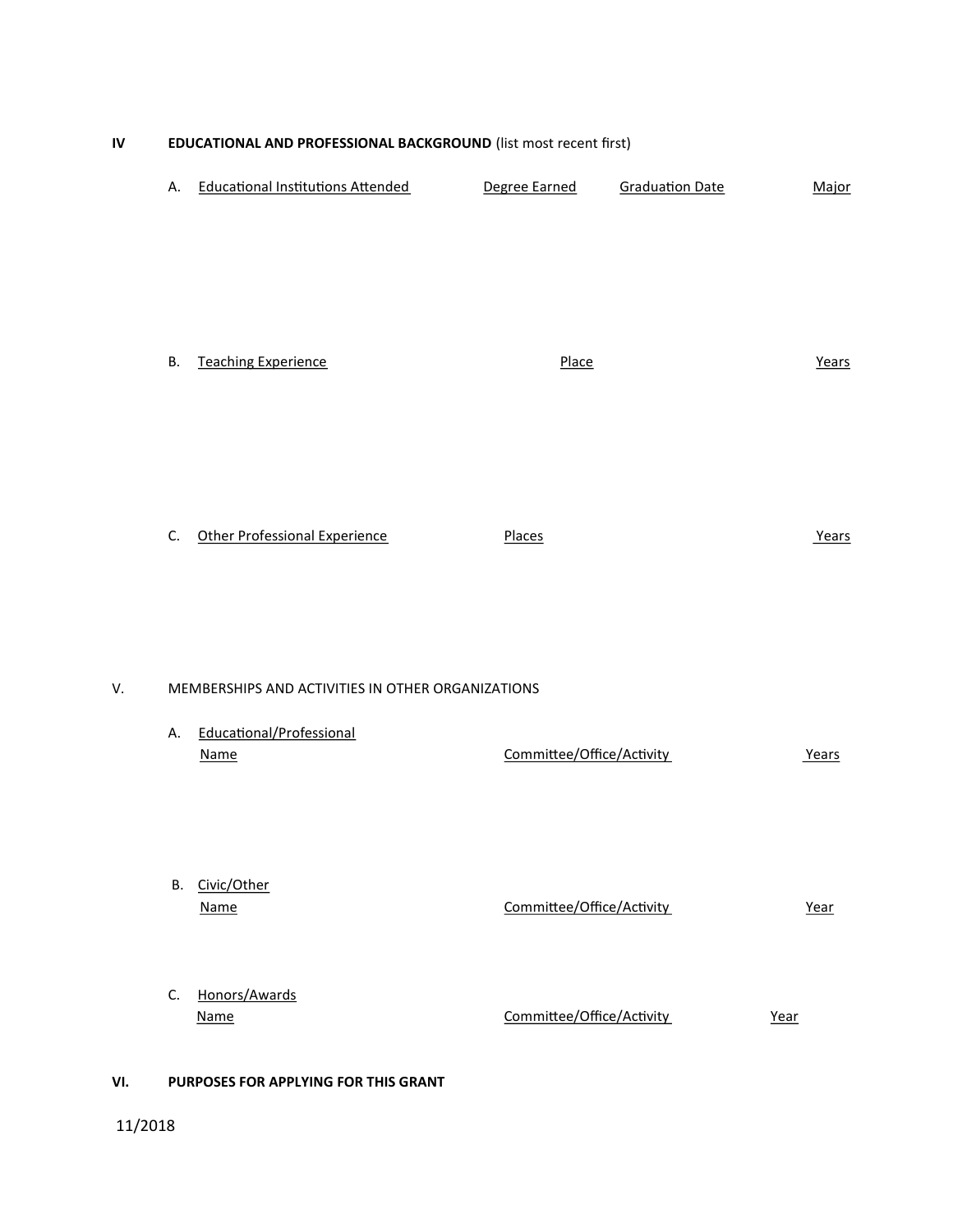## IV EDUCATIONAL AND PROFESSIONAL BACKGROUND (list most recent first)

A. Educational Institutions Attended | Degree Earned | Graduation Date | Major

| Educational Institutions Attended | Degree Earned | Graduation Date | Major |
|---|---|---|---|
| | | | |

B. Teaching Experience | Place | Years

| Teaching Experience | Place | Years |
|---|---|---|
| | | |

C. Other Professional Experience | Places | Years

| Other Professional Experience | Places | Years |
|---|---|---|
| | | |

## V. MEMBERSHIPS AND ACTIVITIES IN OTHER ORGANIZATIONS

A. Educational/Professional

| Name | Committee/Office/Activity | Years |
|---|---|---|
| | | |

B. Civic/Other

| Name | Committee/Office/Activity | Year |
|---|---|---|
| | | |

C. Honors/Awards

| Name | Committee/Office/Activity | Year |
|---|---|---|
| | | |

## VI. PURPOSES FOR APPLYING FOR THIS GRANT

11/2018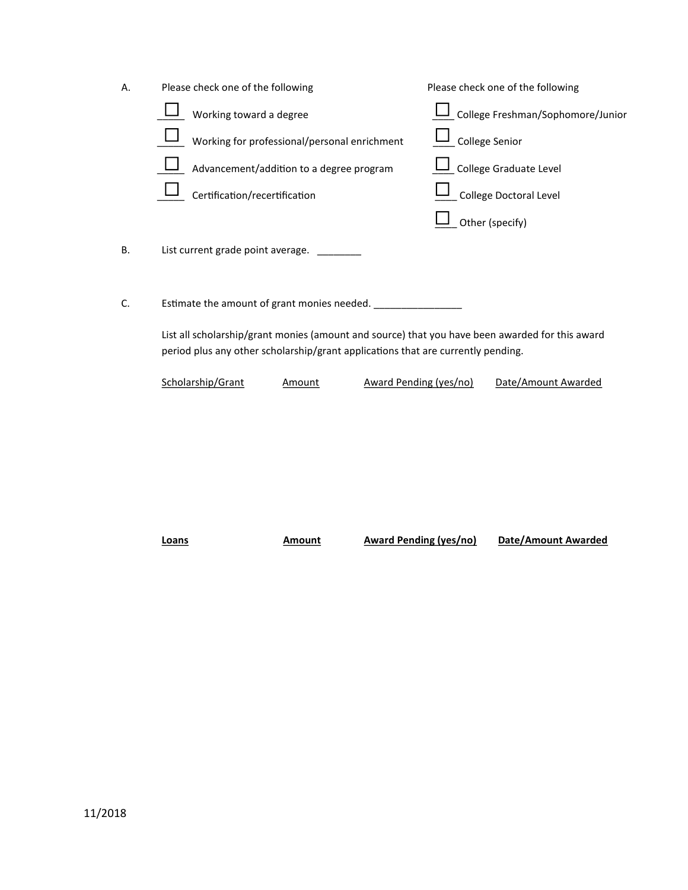A. Please check one of the following

- ☐ Working toward a degree
- ☐ Working for professional/personal enrichment
- ☐ Advancement/addition to a degree program
- ☐ Certification/recertification

Please check one of the following

- ☐ College Freshman/Sophomore/Junior
- ☐ College Senior
- ☐ College Graduate Level
- ☐ College Doctoral Level
- ☐ Other (specify)

B. List current grade point average. ________

C. Estimate the amount of grant monies needed. ________________

List all scholarship/grant monies (amount and source) that you have been awarded for this award period plus any other scholarship/grant applications that are currently pending.

| Scholarship/Grant | Amount | Award Pending (yes/no) | Date/Amount Awarded |
|---|---|---|---|
| | | | |

| **Loans** | **Amount** | **Award Pending (yes/no)** | **Date/Amount Awarded** |
|---|---|---|---|
| | | | |

11/2018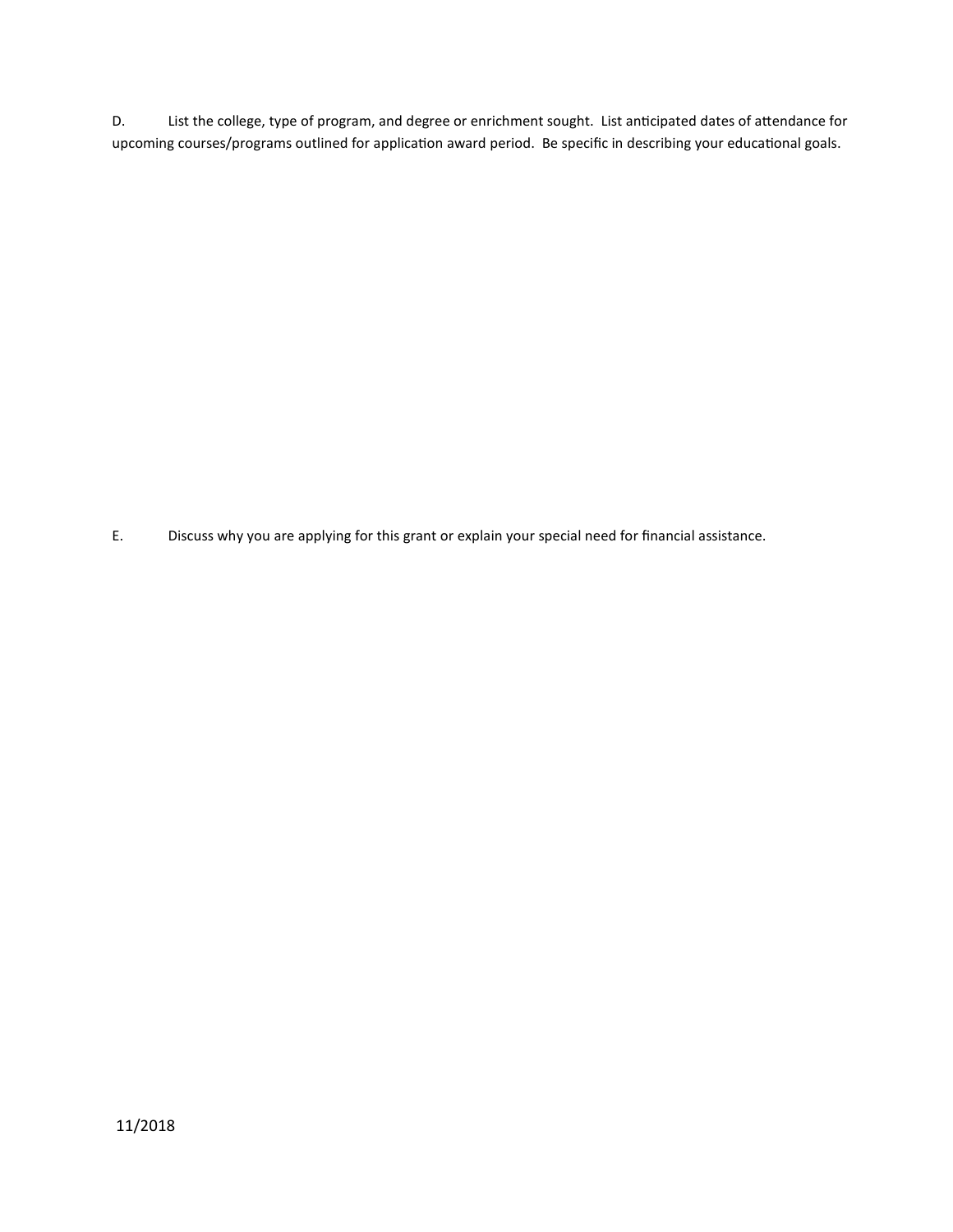D. List the college, type of program, and degree or enrichment sought. List anticipated dates of attendance for upcoming courses/programs outlined for application award period. Be specific in describing your educational goals.

E. Discuss why you are applying for this grant or explain your special need for financial assistance.

11/2018